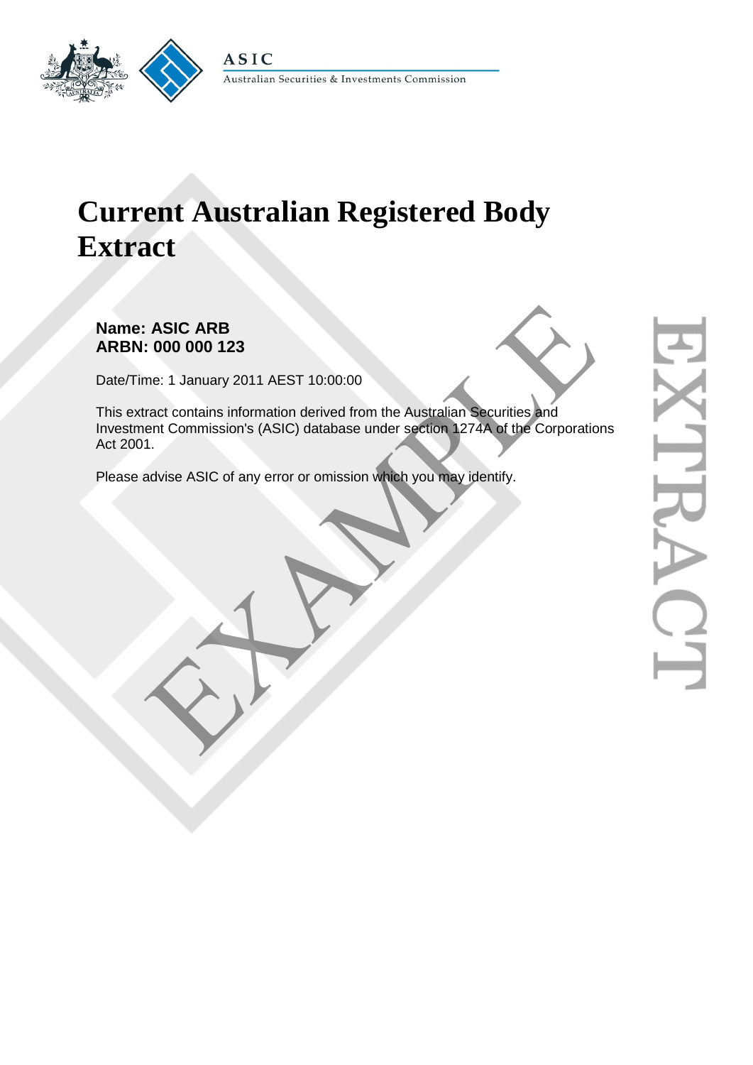ASIC

Australian Securities & Investments Commission

# Current Australian Registered Body Extract

**Name: ASIC ARB**
**ARBN: 000 000 123**

Date/Time: 1 January 2011 AEST 10:00:00

This extract contains information derived from the Australian Securities and Investment Commission's (ASIC) database under section 1274A of the Corporations Act 2001.

Please advise ASIC of any error or omission which you may identify.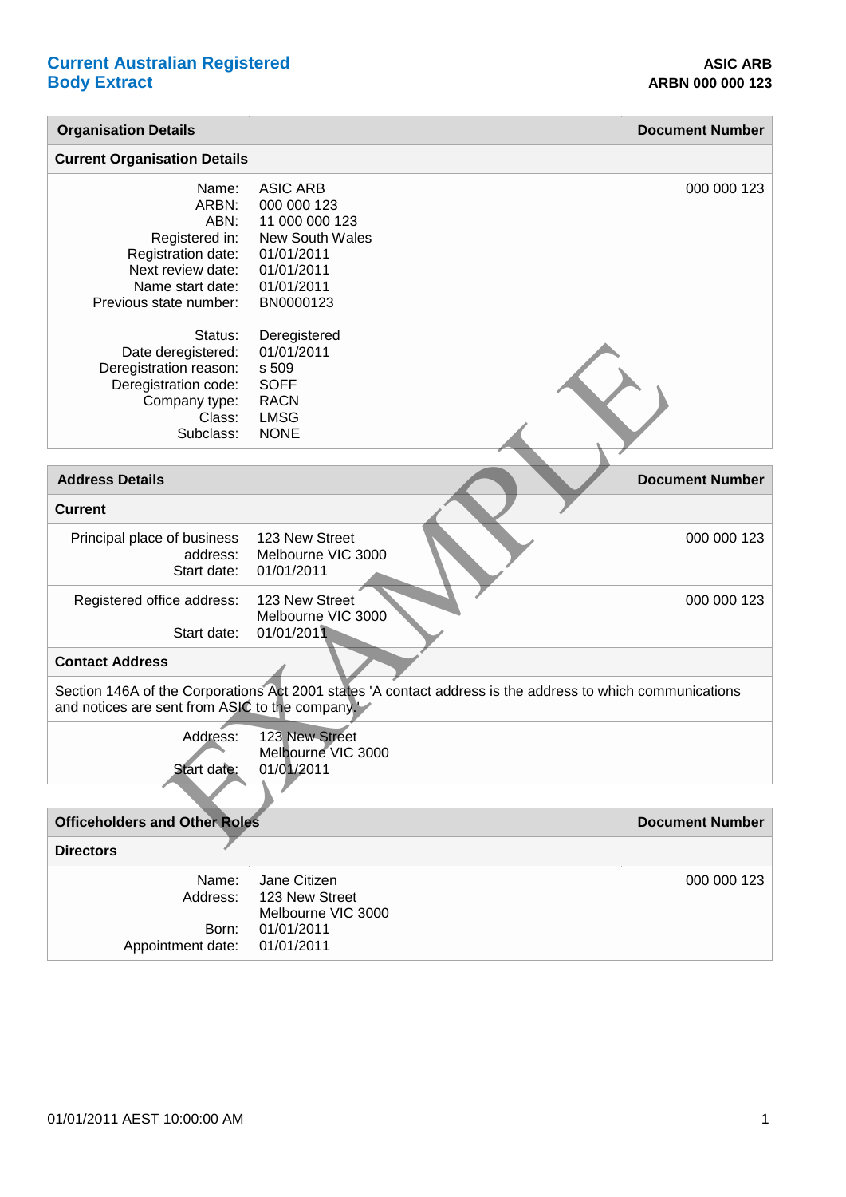# Current Australian Registered Body Extract

**ASIC ARB**
**ARBN 000 000 123**

## Organisation Details

| | | Document Number |
|---|---|---|
| **Current Organisation Details** | | |
| Name: | ASIC ARB | 000 000 123 |
| ARBN: | 000 000 123 | |
| ABN: | 11 000 000 123 | |
| Registered in: | New South Wales | |
| Registration date: | 01/01/2011 | |
| Next review date: | 01/01/2011 | |
| Name start date: | 01/01/2011 | |
| Previous state number: | BN0000123 | |
| Status: | Deregistered | |
| Date deregistered: | 01/01/2011 | |
| Deregistration reason: | s 509 | |
| Deregistration code: | SOFF | |
| Company type: | RACN | |
| Class: | LMSG | |
| Subclass: | NONE | |

## Address Details

| | | Document Number |
|---|---|---|
| **Current** | | |
| Principal place of business address: | 123 New Street<br>Melbourne VIC 3000 | 000 000 123 |
| Start date: | 01/01/2011 | |
| Registered office address: | 123 New Street<br>Melbourne VIC 3000 | 000 000 123 |
| Start date: | 01/01/2011 | |

### Contact Address

Section 146A of the Corporations Act 2001 states 'A contact address is the address to which communications and notices are sent from ASIC to the company.'

| | |
|---|---|
| Address: | 123 New Street<br>Melbourne VIC 3000 |
| Start date: | 01/01/2011 |

## Officeholders and Other Roles

| | | Document Number |
|---|---|---|
| **Directors** | | |
| Name: | Jane Citizen | 000 000 123 |
| Address: | 123 New Street<br>Melbourne VIC 3000 | |
| Born: | 01/01/2011 | |
| Appointment date: | 01/01/2011 | |

01/01/2011 AEST 10:00:00 AM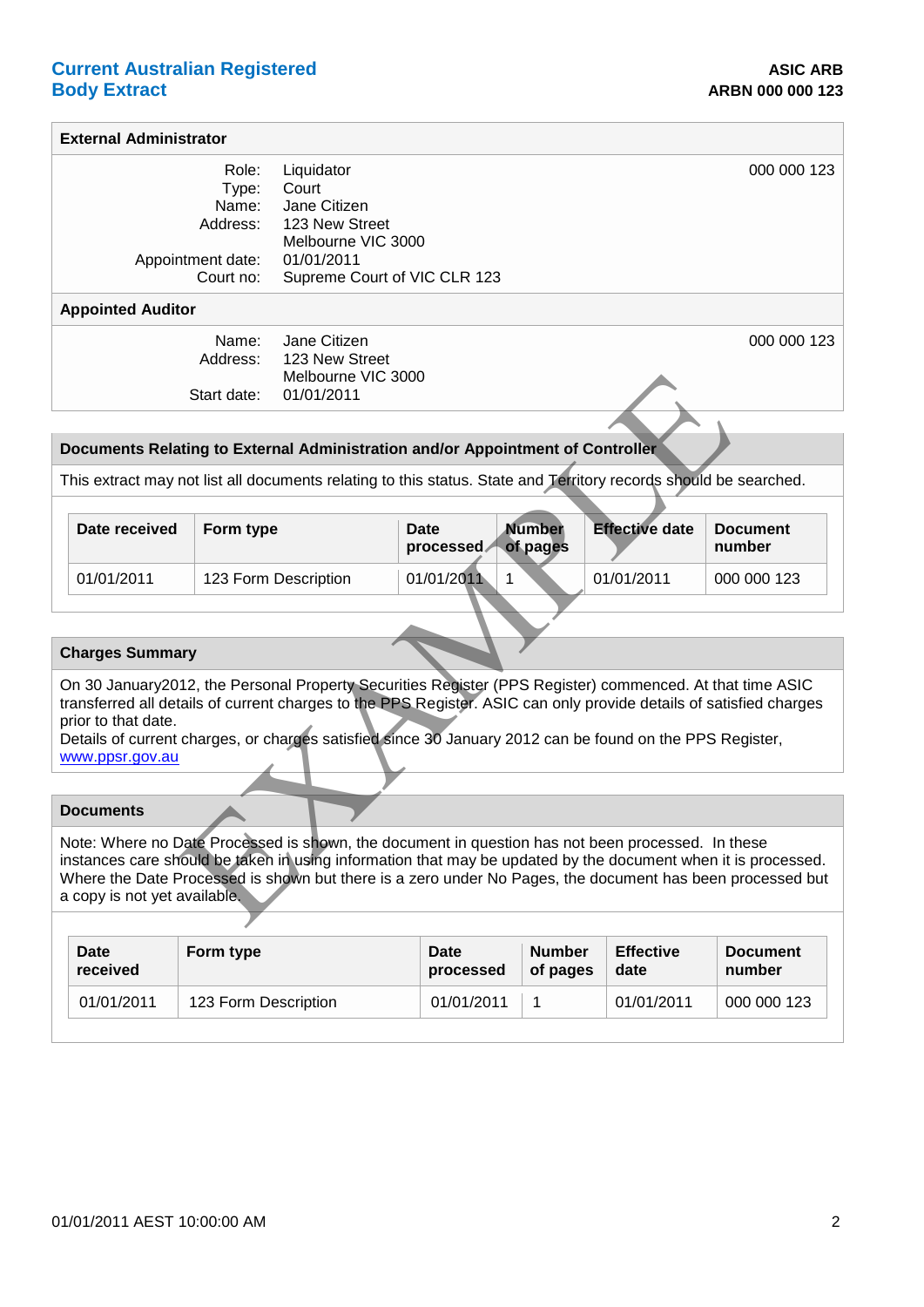**Current Australian Registered Body Extract**

**ASIC ARB**
**ARBN 000 000 123**

## External Administrator

| | | |
|---|---|---|
| Role: | Liquidator | 000 000 123 |
| Type: | Court | |
| Name: | Jane Citizen | |
| Address: | 123 New Street<br>Melbourne VIC 3000 | |
| Appointment date: | 01/01/2011 | |
| Court no: | Supreme Court of VIC CLR 123 | |

## Appointed Auditor

| | | |
|---|---|---|
| Name: | Jane Citizen | 000 000 123 |
| Address: | 123 New Street<br>Melbourne VIC 3000 | |
| Start date: | 01/01/2011 | |

## Documents Relating to External Administration and/or Appointment of Controller

This extract may not list all documents relating to this status. State and Territory records should be searched.

| Date received | Form type | Date processed | Number of pages | Effective date | Document number |
|---|---|---|---|---|---|
| 01/01/2011 | 123 Form Description | 01/01/2011 | 1 | 01/01/2011 | 000 000 123 |

## Charges Summary

On 30 January2012, the Personal Property Securities Register (PPS Register) commenced. At that time ASIC transferred all details of current charges to the PPS Register. ASIC can only provide details of satisfied charges prior to that date.
Details of current charges, or charges satisfied since 30 January 2012 can be found on the PPS Register, www.ppsr.gov.au

## Documents

Note: Where no Date Processed is shown, the document in question has not been processed. In these instances care should be taken in using information that may be updated by the document when it is processed. Where the Date Processed is shown but there is a zero under No Pages, the document has been processed but a copy is not yet available.

| Date received | Form type | Date processed | Number of pages | Effective date | Document number |
|---|---|---|---|---|---|
| 01/01/2011 | 123 Form Description | 01/01/2011 | 1 | 01/01/2011 | 000 000 123 |

01/01/2011 AEST 10:00:00 AM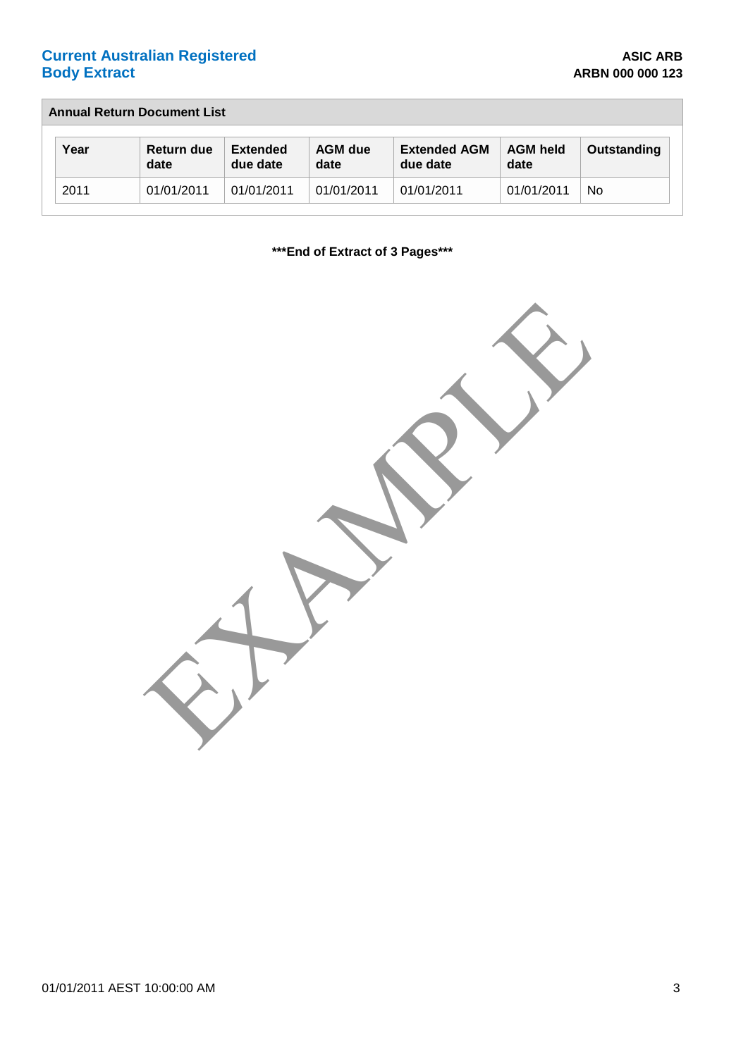## Annual Return Document List

| Year | Return due date | Extended due date | AGM due date | Extended AGM due date | AGM held date | Outstanding |
|---|---|---|---|---|---|---|
| 2011 | 01/01/2011 | 01/01/2011 | 01/01/2011 | 01/01/2011 | 01/01/2011 | No |

**\*\*\*End of Extract of 3 Pages\*\*\***

EXAMPLE